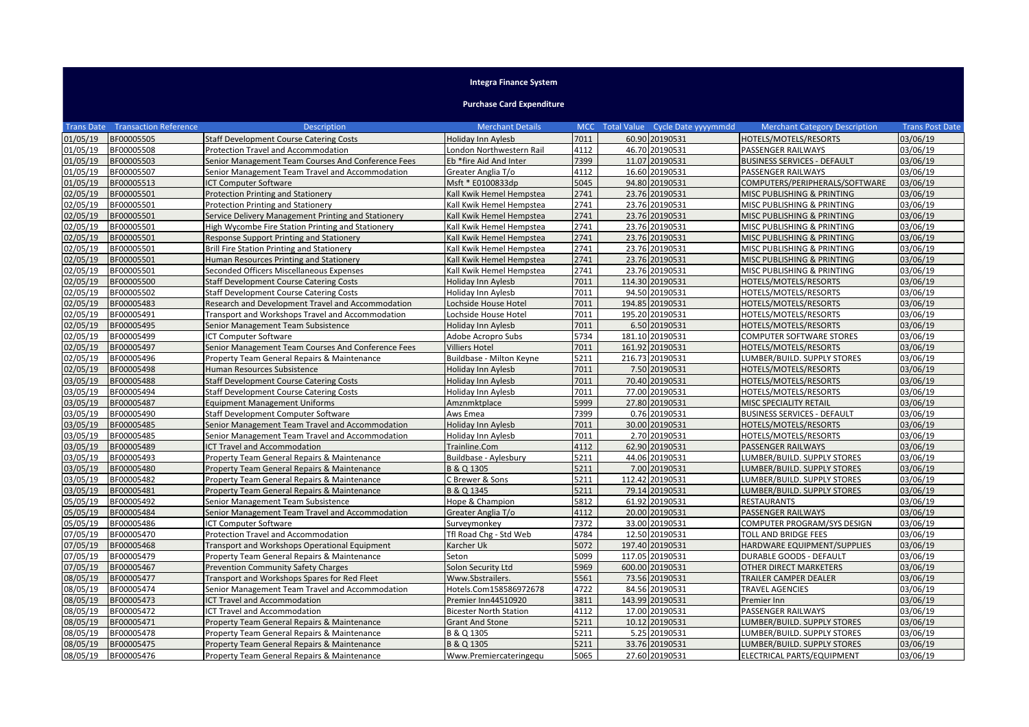**Integra Finance System**

**Purchase Card Expenditure**

| Trans Date | Transaction Reference | Description | Merchant Details | MCC | Total Value | Cycle Date yyyymmdd | Merchant Category Description | Trans Post Date |
|---|---|---|---|---|---|---|---|---|
| 01/05/19 | BF00005505 | Staff Development Course Catering Costs | Holiday Inn Aylesb | 7011 | 60.90 | 20190531 | HOTELS/MOTELS/RESORTS | 03/06/19 |
| 01/05/19 | BF00005508 | Protection Travel and Accommodation | London Northwestern Rail | 4112 | 46.70 | 20190531 | PASSENGER RAILWAYS | 03/06/19 |
| 01/05/19 | BF00005503 | Senior Management Team Courses And Conference Fees | Eb *fire Aid And Inter | 7399 | 11.07 | 20190531 | BUSINESS SERVICES - DEFAULT | 03/06/19 |
| 01/05/19 | BF00005507 | Senior Management Team Travel and Accommodation | Greater Anglia T/o | 4112 | 16.60 | 20190531 | PASSENGER RAILWAYS | 03/06/19 |
| 01/05/19 | BF00005513 | ICT Computer Software | Msft * E0100833dp | 5045 | 94.80 | 20190531 | COMPUTERS/PERIPHERALS/SOFTWARE | 03/06/19 |
| 02/05/19 | BF00005501 | Protection Printing and Stationery | Kall Kwik Hemel Hempstea | 2741 | 23.76 | 20190531 | MISC PUBLISHING & PRINTING | 03/06/19 |
| 02/05/19 | BF00005501 | Protection Printing and Stationery | Kall Kwik Hemel Hempstea | 2741 | 23.76 | 20190531 | MISC PUBLISHING & PRINTING | 03/06/19 |
| 02/05/19 | BF00005501 | Service Delivery Management Printing and Stationery | Kall Kwik Hemel Hempstea | 2741 | 23.76 | 20190531 | MISC PUBLISHING & PRINTING | 03/06/19 |
| 02/05/19 | BF00005501 | High Wycombe Fire Station Printing and Stationery | Kall Kwik Hemel Hempstea | 2741 | 23.76 | 20190531 | MISC PUBLISHING & PRINTING | 03/06/19 |
| 02/05/19 | BF00005501 | Response Support Printing and Stationery | Kall Kwik Hemel Hempstea | 2741 | 23.76 | 20190531 | MISC PUBLISHING & PRINTING | 03/06/19 |
| 02/05/19 | BF00005501 | Brill Fire Station Printing and Stationery | Kall Kwik Hemel Hempstea | 2741 | 23.76 | 20190531 | MISC PUBLISHING & PRINTING | 03/06/19 |
| 02/05/19 | BF00005501 | Human Resources Printing and Stationery | Kall Kwik Hemel Hempstea | 2741 | 23.76 | 20190531 | MISC PUBLISHING & PRINTING | 03/06/19 |
| 02/05/19 | BF00005501 | Seconded Officers Miscellaneous Expenses | Kall Kwik Hemel Hempstea | 2741 | 23.76 | 20190531 | MISC PUBLISHING & PRINTING | 03/06/19 |
| 02/05/19 | BF00005500 | Staff Development Course Catering Costs | Holiday Inn Aylesb | 7011 | 114.30 | 20190531 | HOTELS/MOTELS/RESORTS | 03/06/19 |
| 02/05/19 | BF00005502 | Staff Development Course Catering Costs | Holiday Inn Aylesb | 7011 | 94.50 | 20190531 | HOTELS/MOTELS/RESORTS | 03/06/19 |
| 02/05/19 | BF00005483 | Research and Development Travel and Accommodation | Lochside House Hotel | 7011 | 194.85 | 20190531 | HOTELS/MOTELS/RESORTS | 03/06/19 |
| 02/05/19 | BF00005491 | Transport and Workshops Travel and Accommodation | Lochside House Hotel | 7011 | 195.20 | 20190531 | HOTELS/MOTELS/RESORTS | 03/06/19 |
| 02/05/19 | BF00005495 | Senior Management Team Subsistence | Holiday Inn Aylesb | 7011 | 6.50 | 20190531 | HOTELS/MOTELS/RESORTS | 03/06/19 |
| 02/05/19 | BF00005499 | ICT Computer Software | Adobe Acropro Subs | 5734 | 181.10 | 20190531 | COMPUTER SOFTWARE STORES | 03/06/19 |
| 02/05/19 | BF00005497 | Senior Management Team Courses And Conference Fees | Villiers Hotel | 7011 | 161.92 | 20190531 | HOTELS/MOTELS/RESORTS | 03/06/19 |
| 02/05/19 | BF00005496 | Property Team General Repairs & Maintenance | Buildbase - Milton Keyne | 5211 | 216.73 | 20190531 | LUMBER/BUILD. SUPPLY STORES | 03/06/19 |
| 02/05/19 | BF00005498 | Human Resources Subsistence | Holiday Inn Aylesb | 7011 | 7.50 | 20190531 | HOTELS/MOTELS/RESORTS | 03/06/19 |
| 03/05/19 | BF00005488 | Staff Development Course Catering Costs | Holiday Inn Aylesb | 7011 | 70.40 | 20190531 | HOTELS/MOTELS/RESORTS | 03/06/19 |
| 03/05/19 | BF00005494 | Staff Development Course Catering Costs | Holiday Inn Aylesb | 7011 | 77.00 | 20190531 | HOTELS/MOTELS/RESORTS | 03/06/19 |
| 03/05/19 | BF00005487 | Equipment Management Uniforms | Amznmktplace | 5999 | 27.80 | 20190531 | MISC SPECIALITY RETAIL | 03/06/19 |
| 03/05/19 | BF00005490 | Staff Development Computer Software | Aws Emea | 7399 | 0.76 | 20190531 | BUSINESS SERVICES - DEFAULT | 03/06/19 |
| 03/05/19 | BF00005485 | Senior Management Team Travel and Accommodation | Holiday Inn Aylesb | 7011 | 30.00 | 20190531 | HOTELS/MOTELS/RESORTS | 03/06/19 |
| 03/05/19 | BF00005485 | Senior Management Team Travel and Accommodation | Holiday Inn Aylesb | 7011 | 2.70 | 20190531 | HOTELS/MOTELS/RESORTS | 03/06/19 |
| 03/05/19 | BF00005489 | ICT Travel and Accommodation | Trainline.Com | 4112 | 62.90 | 20190531 | PASSENGER RAILWAYS | 03/06/19 |
| 03/05/19 | BF00005493 | Property Team General Repairs & Maintenance | Buildbase - Aylesbury | 5211 | 44.06 | 20190531 | LUMBER/BUILD. SUPPLY STORES | 03/06/19 |
| 03/05/19 | BF00005480 | Property Team General Repairs & Maintenance | B & Q 1305 | 5211 | 7.00 | 20190531 | LUMBER/BUILD. SUPPLY STORES | 03/06/19 |
| 03/05/19 | BF00005482 | Property Team General Repairs & Maintenance | C Brewer & Sons | 5211 | 112.42 | 20190531 | LUMBER/BUILD. SUPPLY STORES | 03/06/19 |
| 03/05/19 | BF00005481 | Property Team General Repairs & Maintenance | B & Q 1345 | 5211 | 79.14 | 20190531 | LUMBER/BUILD. SUPPLY STORES | 03/06/19 |
| 05/05/19 | BF00005492 | Senior Management Team Subsistence | Hope & Champion | 5812 | 61.92 | 20190531 | RESTAURANTS | 03/06/19 |
| 05/05/19 | BF00005484 | Senior Management Team Travel and Accommodation | Greater Anglia T/o | 4112 | 20.00 | 20190531 | PASSENGER RAILWAYS | 03/06/19 |
| 05/05/19 | BF00005486 | ICT Computer Software | Surveymonkey | 7372 | 33.00 | 20190531 | COMPUTER PROGRAM/SYS DESIGN | 03/06/19 |
| 07/05/19 | BF00005470 | Protection Travel and Accommodation | Tfl Road Chg - Std Web | 4784 | 12.50 | 20190531 | TOLL AND BRIDGE FEES | 03/06/19 |
| 07/05/19 | BF00005468 | Transport and Workshops Operational Equipment | Karcher Uk | 5072 | 197.40 | 20190531 | HARDWARE EQUIPMENT/SUPPLIES | 03/06/19 |
| 07/05/19 | BF00005479 | Property Team General Repairs & Maintenance | Seton | 5099 | 117.05 | 20190531 | DURABLE GOODS - DEFAULT | 03/06/19 |
| 07/05/19 | BF00005467 | Prevention Community Safety Charges | Solon Security Ltd | 5969 | 600.00 | 20190531 | OTHER DIRECT MARKETERS | 03/06/19 |
| 08/05/19 | BF00005477 | Transport and Workshops Spares for Red Fleet | Www.Sbstrailers. | 5561 | 73.56 | 20190531 | TRAILER CAMPER DEALER | 03/06/19 |
| 08/05/19 | BF00005474 | Senior Management Team Travel and Accommodation | Hotels.Com158586972678 | 4722 | 84.56 | 20190531 | TRAVEL AGENCIES | 03/06/19 |
| 08/05/19 | BF00005473 | ICT Travel and Accommodation | Premier Inn44510920 | 3811 | 143.99 | 20190531 | Premier Inn | 03/06/19 |
| 08/05/19 | BF00005472 | ICT Travel and Accommodation | Bicester North Station | 4112 | 17.00 | 20190531 | PASSENGER RAILWAYS | 03/06/19 |
| 08/05/19 | BF00005471 | Property Team General Repairs & Maintenance | Grant And Stone | 5211 | 10.12 | 20190531 | LUMBER/BUILD. SUPPLY STORES | 03/06/19 |
| 08/05/19 | BF00005478 | Property Team General Repairs & Maintenance | B & Q 1305 | 5211 | 5.25 | 20190531 | LUMBER/BUILD. SUPPLY STORES | 03/06/19 |
| 08/05/19 | BF00005475 | Property Team General Repairs & Maintenance | B & Q 1305 | 5211 | 33.76 | 20190531 | LUMBER/BUILD. SUPPLY STORES | 03/06/19 |
| 08/05/19 | BF00005476 | Property Team General Repairs & Maintenance | Www.Premiercateringequ | 5065 | 27.60 | 20190531 | ELECTRICAL PARTS/EQUIPMENT | 03/06/19 |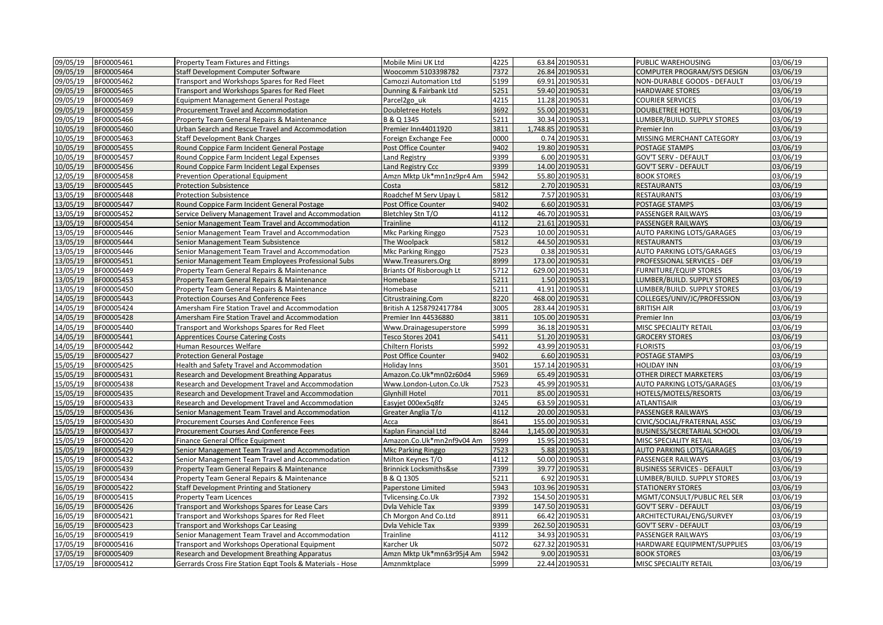| | | | | | | | | |
|---|---|---|---|---|---|---|---|---|
| 09/05/19 | BF00005461 | Property Team Fixtures and Fittings | Mobile Mini UK Ltd | 4225 | 63.84 | 20190531 | PUBLIC WAREHOUSING | 03/06/19 |
| 09/05/19 | BF00005464 | Staff Development Computer Software | Woocomm 5103398782 | 7372 | 26.84 | 20190531 | COMPUTER PROGRAM/SYS DESIGN | 03/06/19 |
| 09/05/19 | BF00005462 | Transport and Workshops Spares for Red Fleet | Camozzi Automation Ltd | 5199 | 69.91 | 20190531 | NON-DURABLE GOODS - DEFAULT | 03/06/19 |
| 09/05/19 | BF00005465 | Transport and Workshops Spares for Red Fleet | Dunning & Fairbank Ltd | 5251 | 59.40 | 20190531 | HARDWARE STORES | 03/06/19 |
| 09/05/19 | BF00005469 | Equipment Management General Postage | Parcel2go_uk | 4215 | 11.28 | 20190531 | COURIER SERVICES | 03/06/19 |
| 09/05/19 | BF00005459 | Procurement Travel and Accommodation | Doubletree Hotels | 3692 | 55.00 | 20190531 | DOUBLETREE HOTEL | 03/06/19 |
| 09/05/19 | BF00005466 | Property Team General Repairs & Maintenance | B & Q 1345 | 5211 | 30.34 | 20190531 | LUMBER/BUILD. SUPPLY STORES | 03/06/19 |
| 10/05/19 | BF00005460 | Urban Search and Rescue Travel and Accommodation | Premier Inn44011920 | 3811 | 1,748.85 | 20190531 | Premier Inn | 03/06/19 |
| 10/05/19 | BF00005463 | Staff Development Bank Charges | Foreign Exchange Fee | 0000 | 0.74 | 20190531 | MISSING MERCHANT CATEGORY | 03/06/19 |
| 10/05/19 | BF00005455 | Round Coppice Farm Incident General Postage | Post Office Counter | 9402 | 19.80 | 20190531 | POSTAGE STAMPS | 03/06/19 |
| 10/05/19 | BF00005457 | Round Coppice Farm Incident Legal Expenses | Land Registry | 9399 | 6.00 | 20190531 | GOV'T SERV - DEFAULT | 03/06/19 |
| 10/05/19 | BF00005456 | Round Coppice Farm Incident Legal Expenses | Land Registry Ccc | 9399 | 14.00 | 20190531 | GOV'T SERV - DEFAULT | 03/06/19 |
| 12/05/19 | BF00005458 | Prevention Operational Equipment | Amzn Mktp Uk*mn1nz9pr4 Am | 5942 | 55.80 | 20190531 | BOOK STORES | 03/06/19 |
| 13/05/19 | BF00005445 | Protection Subsistence | Costa | 5812 | 2.70 | 20190531 | RESTAURANTS | 03/06/19 |
| 13/05/19 | BF00005448 | Protection Subsistence | Roadchef M Serv Upay L | 5812 | 7.57 | 20190531 | RESTAURANTS | 03/06/19 |
| 13/05/19 | BF00005447 | Round Coppice Farm Incident General Postage | Post Office Counter | 9402 | 6.60 | 20190531 | POSTAGE STAMPS | 03/06/19 |
| 13/05/19 | BF00005452 | Service Delivery Management Travel and Accommodation | Bletchley Stn T/O | 4112 | 46.70 | 20190531 | PASSENGER RAILWAYS | 03/06/19 |
| 13/05/19 | BF00005454 | Senior Management Team Travel and Accommodation | Trainline | 4112 | 21.61 | 20190531 | PASSENGER RAILWAYS | 03/06/19 |
| 13/05/19 | BF00005446 | Senior Management Team Travel and Accommodation | Mkc Parking Ringgo | 7523 | 10.00 | 20190531 | AUTO PARKING LOTS/GARAGES | 03/06/19 |
| 13/05/19 | BF00005444 | Senior Management Team Subsistence | The Woolpack | 5812 | 44.50 | 20190531 | RESTAURANTS | 03/06/19 |
| 13/05/19 | BF00005446 | Senior Management Team Travel and Accommodation | Mkc Parking Ringgo | 7523 | 0.38 | 20190531 | AUTO PARKING LOTS/GARAGES | 03/06/19 |
| 13/05/19 | BF00005451 | Senior Management Team Employees Professional Subs | Www.Treasurers.Org | 8999 | 173.00 | 20190531 | PROFESSIONAL SERVICES - DEF | 03/06/19 |
| 13/05/19 | BF00005449 | Property Team General Repairs & Maintenance | Briants Of Risborough Lt | 5712 | 629.00 | 20190531 | FURNITURE/EQUIP STORES | 03/06/19 |
| 13/05/19 | BF00005453 | Property Team General Repairs & Maintenance | Homebase | 5211 | 1.50 | 20190531 | LUMBER/BUILD. SUPPLY STORES | 03/06/19 |
| 13/05/19 | BF00005450 | Property Team General Repairs & Maintenance | Homebase | 5211 | 41.91 | 20190531 | LUMBER/BUILD. SUPPLY STORES | 03/06/19 |
| 14/05/19 | BF00005443 | Protection Courses And Conference Fees | Citrustraining.Com | 8220 | 468.00 | 20190531 | COLLEGES/UNIV/JC/PROFESSION | 03/06/19 |
| 14/05/19 | BF00005424 | Amersham Fire Station Travel and Accommodation | British A 1258792417784 | 3005 | 283.44 | 20190531 | BRITISH AIR | 03/06/19 |
| 14/05/19 | BF00005428 | Amersham Fire Station Travel and Accommodation | Premier Inn 44536880 | 3811 | 105.00 | 20190531 | Premier Inn | 03/06/19 |
| 14/05/19 | BF00005440 | Transport and Workshops Spares for Red Fleet | Www.Drainagesuperstore | 5999 | 36.18 | 20190531 | MISC SPECIALITY RETAIL | 03/06/19 |
| 14/05/19 | BF00005441 | Apprentices Course Catering Costs | Tesco Stores 2041 | 5411 | 51.20 | 20190531 | GROCERY STORES | 03/06/19 |
| 14/05/19 | BF00005442 | Human Resources Welfare | Chiltern Florists | 5992 | 43.99 | 20190531 | FLORISTS | 03/06/19 |
| 15/05/19 | BF00005427 | Protection General Postage | Post Office Counter | 9402 | 6.60 | 20190531 | POSTAGE STAMPS | 03/06/19 |
| 15/05/19 | BF00005425 | Health and Safety Travel and Accommodation | Holiday Inns | 3501 | 157.14 | 20190531 | HOLIDAY INN | 03/06/19 |
| 15/05/19 | BF00005431 | Research and Development Breathing Apparatus | Amazon.Co.Uk*mn02z60d4 | 5969 | 65.49 | 20190531 | OTHER DIRECT MARKETERS | 03/06/19 |
| 15/05/19 | BF00005438 | Research and Development Travel and Accommodation | Www.London-Luton.Co.Uk | 7523 | 45.99 | 20190531 | AUTO PARKING LOTS/GARAGES | 03/06/19 |
| 15/05/19 | BF00005435 | Research and Development Travel and Accommodation | Glynhill Hotel | 7011 | 85.00 | 20190531 | HOTELS/MOTELS/RESORTS | 03/06/19 |
| 15/05/19 | BF00005433 | Research and Development Travel and Accommodation | Easyjet 000ex5q8fz | 3245 | 63.59 | 20190531 | ATLANTISAIR | 03/06/19 |
| 15/05/19 | BF00005436 | Senior Management Team Travel and Accommodation | Greater Anglia T/o | 4112 | 20.00 | 20190531 | PASSENGER RAILWAYS | 03/06/19 |
| 15/05/19 | BF00005430 | Procurement Courses And Conference Fees | Acca | 8641 | 155.00 | 20190531 | CIVIC/SOCIAL/FRATERNAL ASSC | 03/06/19 |
| 15/05/19 | BF00005437 | Procurement Courses And Conference Fees | Kaplan Financial Ltd | 8244 | 1,145.00 | 20190531 | BUSINESS/SECRETARIAL SCHOOL | 03/06/19 |
| 15/05/19 | BF00005420 | Finance General Office Equipment | Amazon.Co.Uk*mn2nf9v04 Am | 5999 | 15.95 | 20190531 | MISC SPECIALITY RETAIL | 03/06/19 |
| 15/05/19 | BF00005429 | Senior Management Team Travel and Accommodation | Mkc Parking Ringgo | 7523 | 5.88 | 20190531 | AUTO PARKING LOTS/GARAGES | 03/06/19 |
| 15/05/19 | BF00005432 | Senior Management Team Travel and Accommodation | Milton Keynes T/O | 4112 | 50.00 | 20190531 | PASSENGER RAILWAYS | 03/06/19 |
| 15/05/19 | BF00005439 | Property Team General Repairs & Maintenance | Brinnick Locksmiths&se | 7399 | 39.77 | 20190531 | BUSINESS SERVICES - DEFAULT | 03/06/19 |
| 15/05/19 | BF00005434 | Property Team General Repairs & Maintenance | B & Q 1305 | 5211 | 6.92 | 20190531 | LUMBER/BUILD. SUPPLY STORES | 03/06/19 |
| 16/05/19 | BF00005422 | Staff Development Printing and Stationery | Paperstone Limited | 5943 | 103.96 | 20190531 | STATIONERY STORES | 03/06/19 |
| 16/05/19 | BF00005415 | Property Team Licences | Tvlicensing.Co.Uk | 7392 | 154.50 | 20190531 | MGMT/CONSULT/PUBLIC REL SER | 03/06/19 |
| 16/05/19 | BF00005426 | Transport and Workshops Spares for Lease Cars | Dvla Vehicle Tax | 9399 | 147.50 | 20190531 | GOV'T SERV - DEFAULT | 03/06/19 |
| 16/05/19 | BF00005421 | Transport and Workshops Spares for Red Fleet | Ch Morgon And Co.Ltd | 8911 | 66.42 | 20190531 | ARCHITECTURAL/ENG/SURVEY | 03/06/19 |
| 16/05/19 | BF00005423 | Transport and Workshops Car Leasing | Dvla Vehicle Tax | 9399 | 262.50 | 20190531 | GOV'T SERV - DEFAULT | 03/06/19 |
| 16/05/19 | BF00005419 | Senior Management Team Travel and Accommodation | Trainline | 4112 | 34.93 | 20190531 | PASSENGER RAILWAYS | 03/06/19 |
| 17/05/19 | BF00005416 | Transport and Workshops Operational Equipment | Karcher Uk | 5072 | 627.32 | 20190531 | HARDWARE EQUIPMENT/SUPPLIES | 03/06/19 |
| 17/05/19 | BF00005409 | Research and Development Breathing Apparatus | Amzn Mktp Uk*mn63r95j4 Am | 5942 | 9.00 | 20190531 | BOOK STORES | 03/06/19 |
| 17/05/19 | BF00005412 | Gerrards Cross Fire Station Eqpt Tools & Materials - Hose | Amznmktplace | 5999 | 22.44 | 20190531 | MISC SPECIALITY RETAIL | 03/06/19 |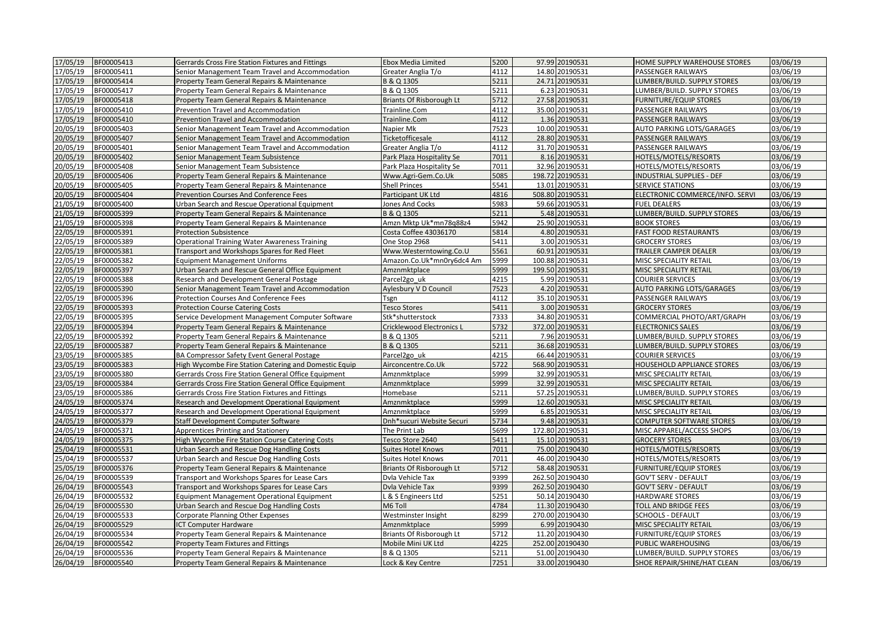| 17/05/19 | BF00005413 | Gerrards Cross Fire Station Fixtures and Fittings | Ebox Media Limited | 5200 | 97.99 | 20190531 | HOME SUPPLY WAREHOUSE STORES | 03/06/19 |
|---|---|---|---|---|---|---|---|---|
| 17/05/19 | BF00005411 | Senior Management Team Travel and Accommodation | Greater Anglia T/o | 4112 | 14.80 | 20190531 | PASSENGER RAILWAYS | 03/06/19 |
| 17/05/19 | BF00005414 | Property Team General Repairs & Maintenance | B & Q 1305 | 5211 | 24.71 | 20190531 | LUMBER/BUILD. SUPPLY STORES | 03/06/19 |
| 17/05/19 | BF00005417 | Property Team General Repairs & Maintenance | B & Q 1305 | 5211 | 6.23 | 20190531 | LUMBER/BUILD. SUPPLY STORES | 03/06/19 |
| 17/05/19 | BF00005418 | Property Team General Repairs & Maintenance | Briants Of Risborough Lt | 5712 | 27.58 | 20190531 | FURNITURE/EQUIP STORES | 03/06/19 |
| 17/05/19 | BF00005410 | Prevention Travel and Accommodation | Trainline.Com | 4112 | 35.00 | 20190531 | PASSENGER RAILWAYS | 03/06/19 |
| 17/05/19 | BF00005410 | Prevention Travel and Accommodation | Trainline.Com | 4112 | 1.36 | 20190531 | PASSENGER RAILWAYS | 03/06/19 |
| 20/05/19 | BF00005403 | Senior Management Team Travel and Accommodation | Napier Mk | 7523 | 10.00 | 20190531 | AUTO PARKING LOTS/GARAGES | 03/06/19 |
| 20/05/19 | BF00005407 | Senior Management Team Travel and Accommodation | Ticketofficesale | 4112 | 28.80 | 20190531 | PASSENGER RAILWAYS | 03/06/19 |
| 20/05/19 | BF00005401 | Senior Management Team Travel and Accommodation | Greater Anglia T/o | 4112 | 31.70 | 20190531 | PASSENGER RAILWAYS | 03/06/19 |
| 20/05/19 | BF00005402 | Senior Management Team Subsistence | Park Plaza Hospitality Se | 7011 | 8.16 | 20190531 | HOTELS/MOTELS/RESORTS | 03/06/19 |
| 20/05/19 | BF00005408 | Senior Management Team Subsistence | Park Plaza Hospitality Se | 7011 | 32.96 | 20190531 | HOTELS/MOTELS/RESORTS | 03/06/19 |
| 20/05/19 | BF00005406 | Property Team General Repairs & Maintenance | Www.Agri-Gem.Co.Uk | 5085 | 198.72 | 20190531 | INDUSTRIAL SUPPLIES - DEF | 03/06/19 |
| 20/05/19 | BF00005405 | Property Team General Repairs & Maintenance | Shell Princes | 5541 | 13.01 | 20190531 | SERVICE STATIONS | 03/06/19 |
| 20/05/19 | BF00005404 | Prevention Courses And Conference Fees | Participant UK Ltd | 4816 | 508.80 | 20190531 | ELECTRONIC COMMERCE/INFO. SERVI | 03/06/19 |
| 21/05/19 | BF00005400 | Urban Search and Rescue Operational Equipment | Jones And Cocks | 5983 | 59.66 | 20190531 | FUEL DEALERS | 03/06/19 |
| 21/05/19 | BF00005399 | Property Team General Repairs & Maintenance | B & Q 1305 | 5211 | 5.48 | 20190531 | LUMBER/BUILD. SUPPLY STORES | 03/06/19 |
| 21/05/19 | BF00005398 | Property Team General Repairs & Maintenance | Amzn Mktp Uk*mn78q88z4 | 5942 | 25.90 | 20190531 | BOOK STORES | 03/06/19 |
| 22/05/19 | BF00005391 | Protection Subsistence | Costa Coffee 43036170 | 5814 | 4.80 | 20190531 | FAST FOOD RESTAURANTS | 03/06/19 |
| 22/05/19 | BF00005389 | Operational Training Water Awareness Training | One Stop 2968 | 5411 | 3.00 | 20190531 | GROCERY STORES | 03/06/19 |
| 22/05/19 | BF00005381 | Transport and Workshops Spares for Red Fleet | Www.Westerntowing.Co.U | 5561 | 60.91 | 20190531 | TRAILER CAMPER DEALER | 03/06/19 |
| 22/05/19 | BF00005382 | Equipment Management Uniforms | Amazon.Co.Uk*mn0ry6dc4 Am | 5999 | 100.88 | 20190531 | MISC SPECIALITY RETAIL | 03/06/19 |
| 22/05/19 | BF00005397 | Urban Search and Rescue General Office Equipment | Amznmktplace | 5999 | 199.50 | 20190531 | MISC SPECIALITY RETAIL | 03/06/19 |
| 22/05/19 | BF00005388 | Research and Development General Postage | Parcel2go_uk | 4215 | 5.99 | 20190531 | COURIER SERVICES | 03/06/19 |
| 22/05/19 | BF00005390 | Senior Management Team Travel and Accommodation | Aylesbury V D Council | 7523 | 4.20 | 20190531 | AUTO PARKING LOTS/GARAGES | 03/06/19 |
| 22/05/19 | BF00005396 | Protection Courses And Conference Fees | Tsgn | 4112 | 35.10 | 20190531 | PASSENGER RAILWAYS | 03/06/19 |
| 22/05/19 | BF00005393 | Protection Course Catering Costs | Tesco Stores | 5411 | 3.00 | 20190531 | GROCERY STORES | 03/06/19 |
| 22/05/19 | BF00005395 | Service Development Management Computer Software | Stk*shutterstock | 7333 | 34.80 | 20190531 | COMMERCIAL PHOTO/ART/GRAPH | 03/06/19 |
| 22/05/19 | BF00005394 | Property Team General Repairs & Maintenance | Cricklewood Electronics L | 5732 | 372.00 | 20190531 | ELECTRONICS SALES | 03/06/19 |
| 22/05/19 | BF00005392 | Property Team General Repairs & Maintenance | B & Q 1305 | 5211 | 7.96 | 20190531 | LUMBER/BUILD. SUPPLY STORES | 03/06/19 |
| 22/05/19 | BF00005387 | Property Team General Repairs & Maintenance | B & Q 1305 | 5211 | 36.68 | 20190531 | LUMBER/BUILD. SUPPLY STORES | 03/06/19 |
| 23/05/19 | BF00005385 | BA Compressor Safety Event General Postage | Parcel2go_uk | 4215 | 66.44 | 20190531 | COURIER SERVICES | 03/06/19 |
| 23/05/19 | BF00005383 | High Wycombe Fire Station Catering and Domestic Equip | Airconcentre.Co.Uk | 5722 | 568.90 | 20190531 | HOUSEHOLD APPLIANCE STORES | 03/06/19 |
| 23/05/19 | BF00005380 | Gerrards Cross Fire Station General Office Equipment | Amznmktplace | 5999 | 32.99 | 20190531 | MISC SPECIALITY RETAIL | 03/06/19 |
| 23/05/19 | BF00005384 | Gerrards Cross Fire Station General Office Equipment | Amznmktplace | 5999 | 32.99 | 20190531 | MISC SPECIALITY RETAIL | 03/06/19 |
| 23/05/19 | BF00005386 | Gerrards Cross Fire Station Fixtures and Fittings | Homebase | 5211 | 57.25 | 20190531 | LUMBER/BUILD. SUPPLY STORES | 03/06/19 |
| 24/05/19 | BF00005374 | Research and Development Operational Equipment | Amznmktplace | 5999 | 12.60 | 20190531 | MISC SPECIALITY RETAIL | 03/06/19 |
| 24/05/19 | BF00005377 | Research and Development Operational Equipment | Amznmktplace | 5999 | 6.85 | 20190531 | MISC SPECIALITY RETAIL | 03/06/19 |
| 24/05/19 | BF00005379 | Staff Development Computer Software | Dnh*sucuri Website Securi | 5734 | 9.48 | 20190531 | COMPUTER SOFTWARE STORES | 03/06/19 |
| 24/05/19 | BF00005371 | Apprentices Printing and Stationery | The Print Lab | 5699 | 172.80 | 20190531 | MISC APPAREL/ACCESS SHOPS | 03/06/19 |
| 24/05/19 | BF00005375 | High Wycombe Fire Station Course Catering Costs | Tesco Store 2640 | 5411 | 15.10 | 20190531 | GROCERY STORES | 03/06/19 |
| 25/04/19 | BF00005531 | Urban Search and Rescue Dog Handling Costs | Suites Hotel Knows | 7011 | 75.00 | 20190430 | HOTELS/MOTELS/RESORTS | 03/06/19 |
| 25/04/19 | BF00005537 | Urban Search and Rescue Dog Handling Costs | Suites Hotel Knows | 7011 | 46.00 | 20190430 | HOTELS/MOTELS/RESORTS | 03/06/19 |
| 25/05/19 | BF00005376 | Property Team General Repairs & Maintenance | Briants Of Risborough Lt | 5712 | 58.48 | 20190531 | FURNITURE/EQUIP STORES | 03/06/19 |
| 26/04/19 | BF00005539 | Transport and Workshops Spares for Lease Cars | Dvla Vehicle Tax | 9399 | 262.50 | 20190430 | GOV'T SERV - DEFAULT | 03/06/19 |
| 26/04/19 | BF00005543 | Transport and Workshops Spares for Lease Cars | Dvla Vehicle Tax | 9399 | 262.50 | 20190430 | GOV'T SERV - DEFAULT | 03/06/19 |
| 26/04/19 | BF00005532 | Equipment Management Operational Equipment | L & S Engineers Ltd | 5251 | 50.14 | 20190430 | HARDWARE STORES | 03/06/19 |
| 26/04/19 | BF00005530 | Urban Search and Rescue Dog Handling Costs | M6 Toll | 4784 | 11.30 | 20190430 | TOLL AND BRIDGE FEES | 03/06/19 |
| 26/04/19 | BF00005533 | Corporate Planning Other Expenses | Westminster Insight | 8299 | 270.00 | 20190430 | SCHOOLS - DEFAULT | 03/06/19 |
| 26/04/19 | BF00005529 | ICT Computer Hardware | Amznmktplace | 5999 | 6.99 | 20190430 | MISC SPECIALITY RETAIL | 03/06/19 |
| 26/04/19 | BF00005534 | Property Team General Repairs & Maintenance | Briants Of Risborough Lt | 5712 | 11.20 | 20190430 | FURNITURE/EQUIP STORES | 03/06/19 |
| 26/04/19 | BF00005542 | Property Team Fixtures and Fittings | Mobile Mini UK Ltd | 4225 | 252.00 | 20190430 | PUBLIC WAREHOUSING | 03/06/19 |
| 26/04/19 | BF00005536 | Property Team General Repairs & Maintenance | B & Q 1305 | 5211 | 51.00 | 20190430 | LUMBER/BUILD. SUPPLY STORES | 03/06/19 |
| 26/04/19 | BF00005540 | Property Team General Repairs & Maintenance | Lock & Key Centre | 7251 | 33.00 | 20190430 | SHOE REPAIR/SHINE/HAT CLEAN | 03/06/19 |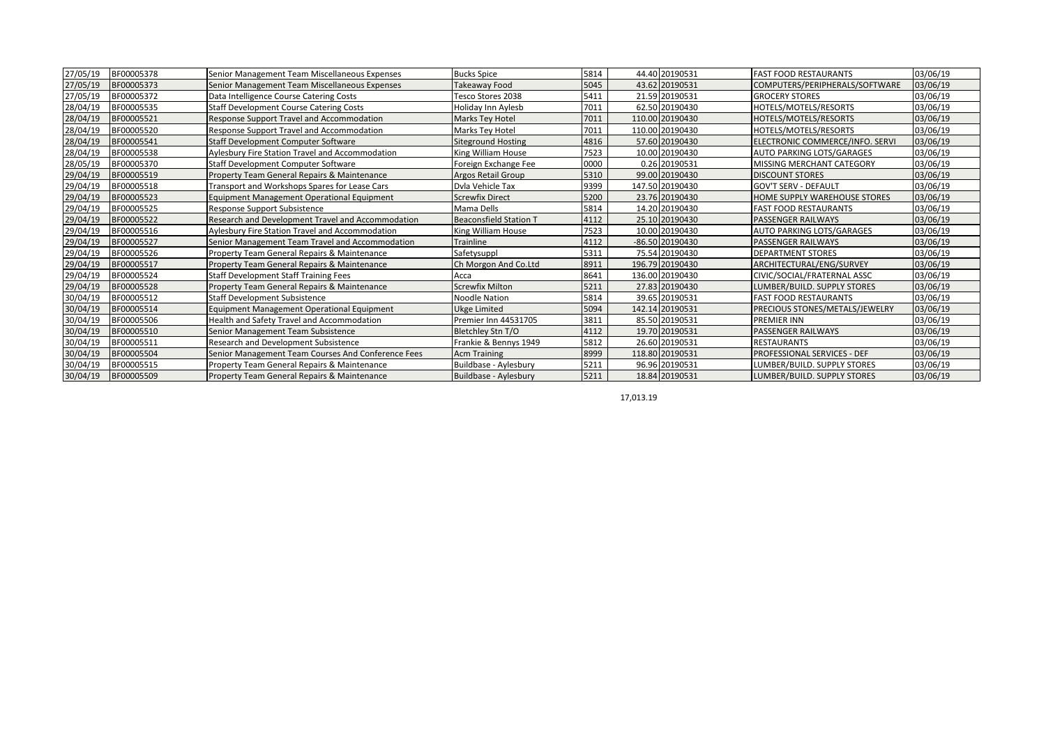| | | | | | | | | |
|---|---|---|---|---|---|---|---|---|
| 27/05/19 | BF00005378 | Senior Management Team Miscellaneous Expenses | Bucks Spice | 5814 | 44.40 | 20190531 | FAST FOOD RESTAURANTS | 03/06/19 |
| 27/05/19 | BF00005373 | Senior Management Team Miscellaneous Expenses | Takeaway Food | 5045 | 43.62 | 20190531 | COMPUTERS/PERIPHERALS/SOFTWARE | 03/06/19 |
| 27/05/19 | BF00005372 | Data Intelligence Course Catering Costs | Tesco Stores 2038 | 5411 | 21.59 | 20190531 | GROCERY STORES | 03/06/19 |
| 28/04/19 | BF00005535 | Staff Development Course Catering Costs | Holiday Inn Aylesb | 7011 | 62.50 | 20190430 | HOTELS/MOTELS/RESORTS | 03/06/19 |
| 28/04/19 | BF00005521 | Response Support Travel and Accommodation | Marks Tey Hotel | 7011 | 110.00 | 20190430 | HOTELS/MOTELS/RESORTS | 03/06/19 |
| 28/04/19 | BF00005520 | Response Support Travel and Accommodation | Marks Tey Hotel | 7011 | 110.00 | 20190430 | HOTELS/MOTELS/RESORTS | 03/06/19 |
| 28/04/19 | BF00005541 | Staff Development Computer Software | Siteground Hosting | 4816 | 57.60 | 20190430 | ELECTRONIC COMMERCE/INFO. SERVI | 03/06/19 |
| 28/04/19 | BF00005538 | Aylesbury Fire Station Travel and Accommodation | King William House | 7523 | 10.00 | 20190430 | AUTO PARKING LOTS/GARAGES | 03/06/19 |
| 28/05/19 | BF00005370 | Staff Development Computer Software | Foreign Exchange Fee | 0000 | 0.26 | 20190531 | MISSING MERCHANT CATEGORY | 03/06/19 |
| 29/04/19 | BF00005519 | Property Team General Repairs & Maintenance | Argos Retail Group | 5310 | 99.00 | 20190430 | DISCOUNT STORES | 03/06/19 |
| 29/04/19 | BF00005518 | Transport and Workshops Spares for Lease Cars | Dvla Vehicle Tax | 9399 | 147.50 | 20190430 | GOV'T SERV - DEFAULT | 03/06/19 |
| 29/04/19 | BF00005523 | Equipment Management Operational Equipment | Screwfix Direct | 5200 | 23.76 | 20190430 | HOME SUPPLY WAREHOUSE STORES | 03/06/19 |
| 29/04/19 | BF00005525 | Response Support Subsistence | Mama Dells | 5814 | 14.20 | 20190430 | FAST FOOD RESTAURANTS | 03/06/19 |
| 29/04/19 | BF00005522 | Research and Development Travel and Accommodation | Beaconsfield Station T | 4112 | 25.10 | 20190430 | PASSENGER RAILWAYS | 03/06/19 |
| 29/04/19 | BF00005516 | Aylesbury Fire Station Travel and Accommodation | King William House | 7523 | 10.00 | 20190430 | AUTO PARKING LOTS/GARAGES | 03/06/19 |
| 29/04/19 | BF00005527 | Senior Management Team Travel and Accommodation | Trainline | 4112 | -86.50 | 20190430 | PASSENGER RAILWAYS | 03/06/19 |
| 29/04/19 | BF00005526 | Property Team General Repairs & Maintenance | Safetysuppl | 5311 | 75.54 | 20190430 | DEPARTMENT STORES | 03/06/19 |
| 29/04/19 | BF00005517 | Property Team General Repairs & Maintenance | Ch Morgon And Co.Ltd | 8911 | 196.79 | 20190430 | ARCHITECTURAL/ENG/SURVEY | 03/06/19 |
| 29/04/19 | BF00005524 | Staff Development Staff Training Fees | Acca | 8641 | 136.00 | 20190430 | CIVIC/SOCIAL/FRATERNAL ASSC | 03/06/19 |
| 29/04/19 | BF00005528 | Property Team General Repairs & Maintenance | Screwfix Milton | 5211 | 27.83 | 20190430 | LUMBER/BUILD. SUPPLY STORES | 03/06/19 |
| 30/04/19 | BF00005512 | Staff Development Subsistence | Noodle Nation | 5814 | 39.65 | 20190531 | FAST FOOD RESTAURANTS | 03/06/19 |
| 30/04/19 | BF00005514 | Equipment Management Operational Equipment | Ukge Limited | 5094 | 142.14 | 20190531 | PRECIOUS STONES/METALS/JEWELRY | 03/06/19 |
| 30/04/19 | BF00005506 | Health and Safety Travel and Accommodation | Premier Inn 44531705 | 3811 | 85.50 | 20190531 | PREMIER INN | 03/06/19 |
| 30/04/19 | BF00005510 | Senior Management Team Subsistence | Bletchley Stn T/O | 4112 | 19.70 | 20190531 | PASSENGER RAILWAYS | 03/06/19 |
| 30/04/19 | BF00005511 | Research and Development Subsistence | Frankie & Bennys 1949 | 5812 | 26.60 | 20190531 | RESTAURANTS | 03/06/19 |
| 30/04/19 | BF00005504 | Senior Management Team Courses And Conference Fees | Acm Training | 8999 | 118.80 | 20190531 | PROFESSIONAL SERVICES - DEF | 03/06/19 |
| 30/04/19 | BF00005515 | Property Team General Repairs & Maintenance | Buildbase - Aylesbury | 5211 | 96.96 | 20190531 | LUMBER/BUILD. SUPPLY STORES | 03/06/19 |
| 30/04/19 | BF00005509 | Property Team General Repairs & Maintenance | Buildbase - Aylesbury | 5211 | 18.84 | 20190531 | LUMBER/BUILD. SUPPLY STORES | 03/06/19 |

17,013.19